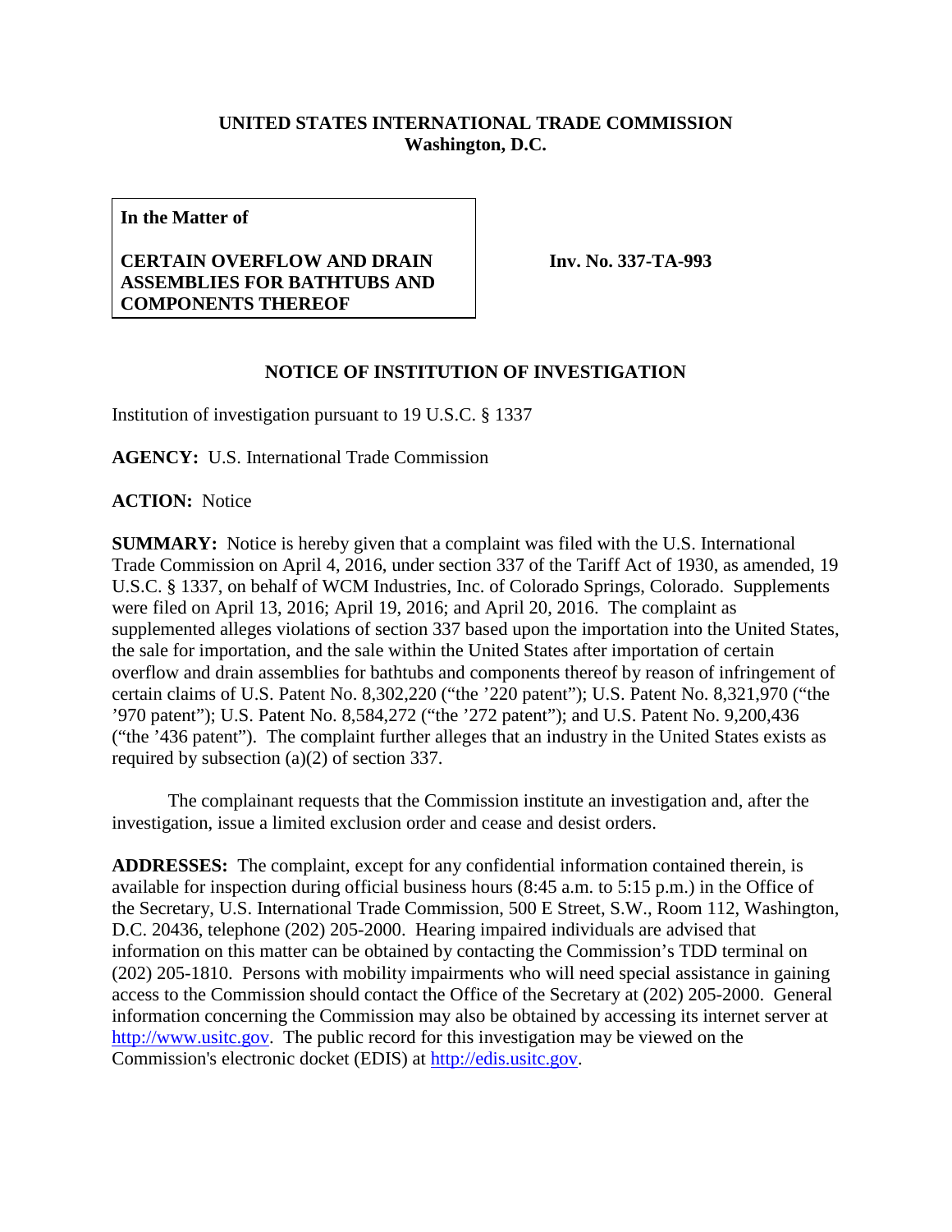**UNITED STATES INTERNATIONAL TRADE COMMISSION**
**Washington, D.C.**

**In the Matter of**

**CERTAIN OVERFLOW AND DRAIN ASSEMBLIES FOR BATHTUBS AND COMPONENTS THEREOF**

**Inv. No. 337-TA-993**

**NOTICE OF INSTITUTION OF INVESTIGATION**

Institution of investigation pursuant to 19 U.S.C. § 1337

**AGENCY:** U.S. International Trade Commission

**ACTION:** Notice

**SUMMARY:** Notice is hereby given that a complaint was filed with the U.S. International Trade Commission on April 4, 2016, under section 337 of the Tariff Act of 1930, as amended, 19 U.S.C. § 1337, on behalf of WCM Industries, Inc. of Colorado Springs, Colorado. Supplements were filed on April 13, 2016; April 19, 2016; and April 20, 2016. The complaint as supplemented alleges violations of section 337 based upon the importation into the United States, the sale for importation, and the sale within the United States after importation of certain overflow and drain assemblies for bathtubs and components thereof by reason of infringement of certain claims of U.S. Patent No. 8,302,220 ("the '220 patent"); U.S. Patent No. 8,321,970 ("the '970 patent"); U.S. Patent No. 8,584,272 ("the '272 patent"); and U.S. Patent No. 9,200,436 ("the '436 patent"). The complaint further alleges that an industry in the United States exists as required by subsection (a)(2) of section 337.

The complainant requests that the Commission institute an investigation and, after the investigation, issue a limited exclusion order and cease and desist orders.

**ADDRESSES:** The complaint, except for any confidential information contained therein, is available for inspection during official business hours (8:45 a.m. to 5:15 p.m.) in the Office of the Secretary, U.S. International Trade Commission, 500 E Street, S.W., Room 112, Washington, D.C. 20436, telephone (202) 205-2000. Hearing impaired individuals are advised that information on this matter can be obtained by contacting the Commission's TDD terminal on (202) 205-1810. Persons with mobility impairments who will need special assistance in gaining access to the Commission should contact the Office of the Secretary at (202) 205-2000. General information concerning the Commission may also be obtained by accessing its internet server at http://www.usitc.gov. The public record for this investigation may be viewed on the Commission's electronic docket (EDIS) at http://edis.usitc.gov.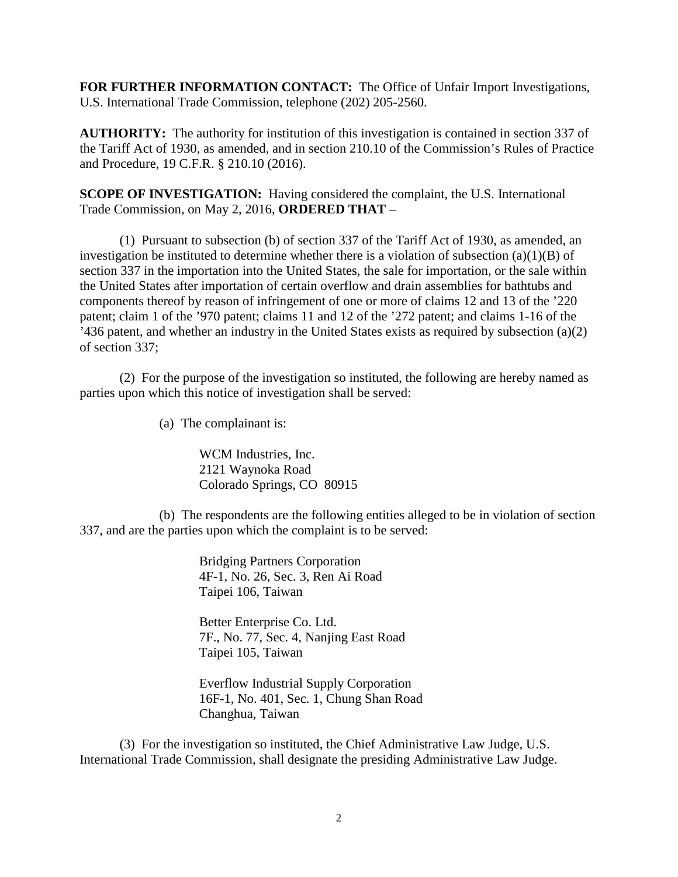**FOR FURTHER INFORMATION CONTACT:** The Office of Unfair Import Investigations, U.S. International Trade Commission, telephone (202) 205-2560.

**AUTHORITY:** The authority for institution of this investigation is contained in section 337 of the Tariff Act of 1930, as amended, and in section 210.10 of the Commission's Rules of Practice and Procedure, 19 C.F.R. § 210.10 (2016).

**SCOPE OF INVESTIGATION:** Having considered the complaint, the U.S. International Trade Commission, on May 2, 2016, **ORDERED THAT** –

(1) Pursuant to subsection (b) of section 337 of the Tariff Act of 1930, as amended, an investigation be instituted to determine whether there is a violation of subsection (a)(1)(B) of section 337 in the importation into the United States, the sale for importation, or the sale within the United States after importation of certain overflow and drain assemblies for bathtubs and components thereof by reason of infringement of one or more of claims 12 and 13 of the '220 patent; claim 1 of the '970 patent; claims 11 and 12 of the '272 patent; and claims 1-16 of the '436 patent, and whether an industry in the United States exists as required by subsection (a)(2) of section 337;

(2) For the purpose of the investigation so instituted, the following are hereby named as parties upon which this notice of investigation shall be served:

(a) The complainant is:

WCM Industries, Inc.
2121 Waynoka Road
Colorado Springs, CO 80915

(b) The respondents are the following entities alleged to be in violation of section 337, and are the parties upon which the complaint is to be served:

Bridging Partners Corporation
4F-1, No. 26, Sec. 3, Ren Ai Road
Taipei 106, Taiwan

Better Enterprise Co. Ltd.
7F., No. 77, Sec. 4, Nanjing East Road
Taipei 105, Taiwan

Everflow Industrial Supply Corporation
16F-1, No. 401, Sec. 1, Chung Shan Road
Changhua, Taiwan

(3) For the investigation so instituted, the Chief Administrative Law Judge, U.S. International Trade Commission, shall designate the presiding Administrative Law Judge.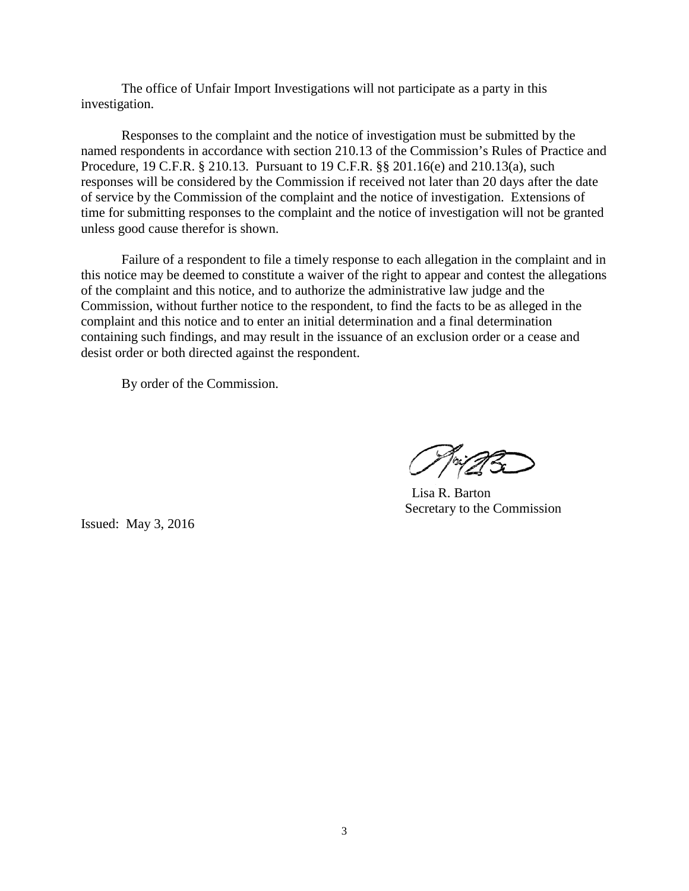The office of Unfair Import Investigations will not participate as a party in this investigation.

Responses to the complaint and the notice of investigation must be submitted by the named respondents in accordance with section 210.13 of the Commission's Rules of Practice and Procedure, 19 C.F.R. § 210.13. Pursuant to 19 C.F.R. §§ 201.16(e) and 210.13(a), such responses will be considered by the Commission if received not later than 20 days after the date of service by the Commission of the complaint and the notice of investigation. Extensions of time for submitting responses to the complaint and the notice of investigation will not be granted unless good cause therefor is shown.

Failure of a respondent to file a timely response to each allegation in the complaint and in this notice may be deemed to constitute a waiver of the right to appear and contest the allegations of the complaint and this notice, and to authorize the administrative law judge and the Commission, without further notice to the respondent, to find the facts to be as alleged in the complaint and this notice and to enter an initial determination and a final determination containing such findings, and may result in the issuance of an exclusion order or a cease and desist order or both directed against the respondent.

By order of the Commission.

Lisa R. Barton
Secretary to the Commission

Issued: May 3, 2016